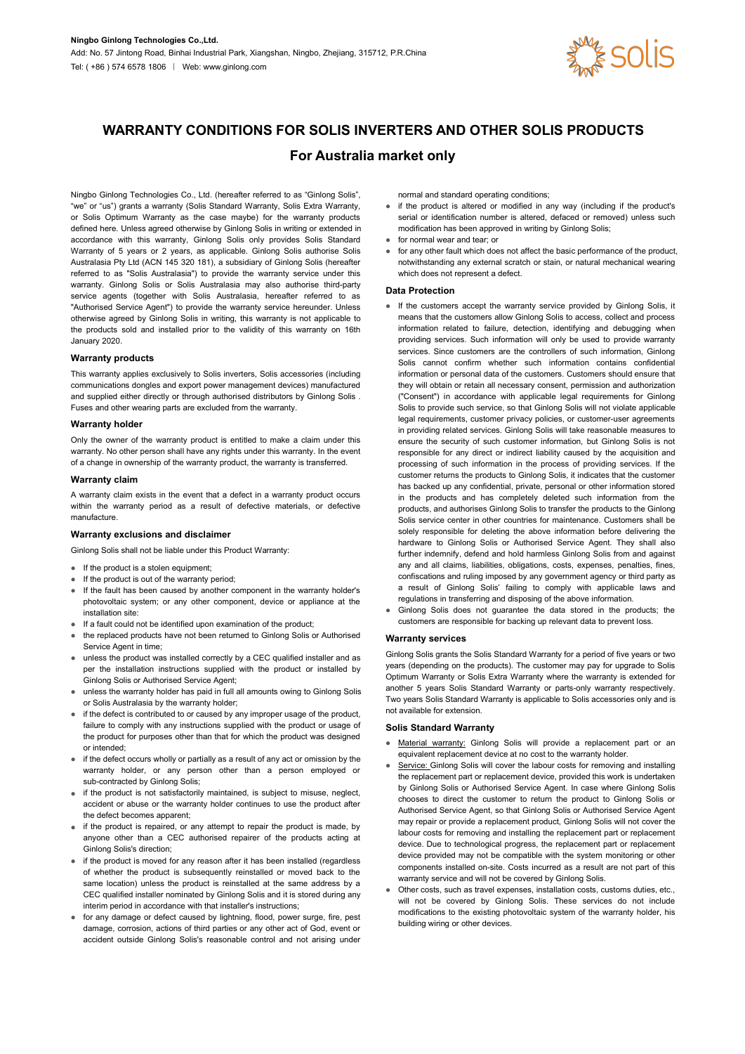**Ningbo Ginlong Technologies Co.,Ltd.**
Add: No. 57 Jintong Road, Binhai Industrial Park, Xiangshan, Ningbo, Zhejiang, 315712, P.R.China
Tel: ( +86 ) 574 6578 1806 | Web: www.ginlong.com

# WARRANTY CONDITIONS FOR SOLIS INVERTERS AND OTHER SOLIS PRODUCTS

## For Australia market only

Ningbo Ginlong Technologies Co., Ltd. (hereafter referred to as "Ginlong Solis", "we" or "us") grants a warranty (Solis Standard Warranty, Solis Extra Warranty, or Solis Optimum Warranty as the case maybe) for the warranty products defined here. Unless agreed otherwise by Ginlong Solis in writing or extended in accordance with this warranty, Ginlong Solis only provides Solis Standard Warranty of 5 years or 2 years, as applicable. Ginlong Solis authorise Solis Australasia Pty Ltd (ACN 145 320 181), a subsidiary of Ginlong Solis (hereafter referred to as "Solis Australasia") to provide the warranty service under this warranty. Ginlong Solis or Solis Australasia may also authorise third-party service agents (together with Solis Australasia, hereafter referred to as "Authorised Service Agent") to provide the warranty service hereunder. Unless otherwise agreed by Ginlong Solis in writing, this warranty is not applicable to the products sold and installed prior to the validity of this warranty on 16th January 2020.

### Warranty products

This warranty applies exclusively to Solis inverters, Solis accessories (including communications dongles and export power management devices) manufactured and supplied either directly or through authorised distributors by Ginlong Solis . Fuses and other wearing parts are excluded from the warranty.

### Warranty holder

Only the owner of the warranty product is entitled to make a claim under this warranty. No other person shall have any rights under this warranty. In the event of a change in ownership of the warranty product, the warranty is transferred.

### Warranty claim

A warranty claim exists in the event that a defect in a warranty product occurs within the warranty period as a result of defective materials, or defective manufacture.

### Warranty exclusions and disclaimer

Ginlong Solis shall not be liable under this Product Warranty:

- If the product is a stolen equipment;
- If the product is out of the warranty period;
- If the fault has been caused by another component in the warranty holder's photovoltaic system; or any other component, device or appliance at the installation site:
- If a fault could not be identified upon examination of the product;
- the replaced products have not been returned to Ginlong Solis or Authorised Service Agent in time;
- unless the product was installed correctly by a CEC qualified installer and as per the installation instructions supplied with the product or installed by Ginlong Solis or Authorised Service Agent;
- unless the warranty holder has paid in full all amounts owing to Ginlong Solis or Solis Australasia by the warranty holder;
- if the defect is contributed to or caused by any improper usage of the product, failure to comply with any instructions supplied with the product or usage of the product for purposes other than that for which the product was designed or intended;
- if the defect occurs wholly or partially as a result of any act or omission by the warranty holder, or any person other than a person employed or sub-contracted by Ginlong Solis;
- if the product is not satisfactorily maintained, is subject to misuse, neglect, accident or abuse or the warranty holder continues to use the product after the defect becomes apparent;
- if the product is repaired, or any attempt to repair the product is made, by anyone other than a CEC authorised repairer of the products acting at Ginlong Solis's direction;
- if the product is moved for any reason after it has been installed (regardless of whether the product is subsequently reinstalled or moved back to the same location) unless the product is reinstalled at the same address by a CEC qualified installer nominated by Ginlong Solis and it is stored during any interim period in accordance with that installer's instructions;
- for any damage or defect caused by lightning, flood, power surge, fire, pest damage, corrosion, actions of third parties or any other act of God, event or accident outside Ginlong Solis's reasonable control and not arising under normal and standard operating conditions;
- if the product is altered or modified in any way (including if the product's serial or identification number is altered, defaced or removed) unless such modification has been approved in writing by Ginlong Solis;
- for normal wear and tear; or
- for any other fault which does not affect the basic performance of the product, notwithstanding any external scratch or stain, or natural mechanical wearing which does not represent a defect.

### Data Protection

- If the customers accept the warranty service provided by Ginlong Solis, it means that the customers allow Ginlong Solis to access, collect and process information related to failure, detection, identifying and debugging when providing services. Such information will only be used to provide warranty services. Since customers are the controllers of such information, Ginlong Solis cannot confirm whether such information contains confidential information or personal data of the customers. Customers should ensure that they will obtain or retain all necessary consent, permission and authorization ("Consent") in accordance with applicable legal requirements for Ginlong Solis to provide such service, so that Ginlong Solis will not violate applicable legal requirements, customer privacy policies, or customer-user agreements in providing related services. Ginlong Solis will take reasonable measures to ensure the security of such customer information, but Ginlong Solis is not responsible for any direct or indirect liability caused by the acquisition and processing of such information in the process of providing services. If the customer returns the products to Ginlong Solis, it indicates that the customer has backed up any confidential, private, personal or other information stored in the products and has completely deleted such information from the products, and authorises Ginlong Solis to transfer the products to the Ginlong Solis service center in other countries for maintenance. Customers shall be solely responsible for deleting the above information before delivering the hardware to Ginlong Solis or Authorised Service Agent. They shall also further indemnify, defend and hold harmless Ginlong Solis from and against any and all claims, liabilities, obligations, costs, expenses, penalties, fines, confiscations and ruling imposed by any government agency or third party as a result of Ginlong Solis' failing to comply with applicable laws and regulations in transferring and disposing of the above information.
- Ginlong Solis does not guarantee the data stored in the products; the customers are responsible for backing up relevant data to prevent loss.

### Warranty services

Ginlong Solis grants the Solis Standard Warranty for a period of five years or two years (depending on the products). The customer may pay for upgrade to Solis Optimum Warranty or Solis Extra Warranty where the warranty is extended for another 5 years Solis Standard Warranty or parts-only warranty respectively. Two years Solis Standard Warranty is applicable to Solis accessories only and is not available for extension.

### Solis Standard Warranty

- Material warranty: Ginlong Solis will provide a replacement part or an equivalent replacement device at no cost to the warranty holder.
- Service: Ginlong Solis will cover the labour costs for removing and installing the replacement part or replacement device, provided this work is undertaken by Ginlong Solis or Authorised Service Agent. In case where Ginlong Solis chooses to direct the customer to return the product to Ginlong Solis or Authorised Service Agent, so that Ginlong Solis or Authorised Service Agent may repair or provide a replacement product, Ginlong Solis will not cover the labour costs for removing and installing the replacement part or replacement device. Due to technological progress, the replacement part or replacement device provided may not be compatible with the system monitoring or other components installed on-site. Costs incurred as a result are not part of this warranty service and will not be covered by Ginlong Solis.
- Other costs, such as travel expenses, installation costs, customs duties, etc., will not be covered by Ginlong Solis. These services do not include modifications to the existing photovoltaic system of the warranty holder, his building wiring or other devices.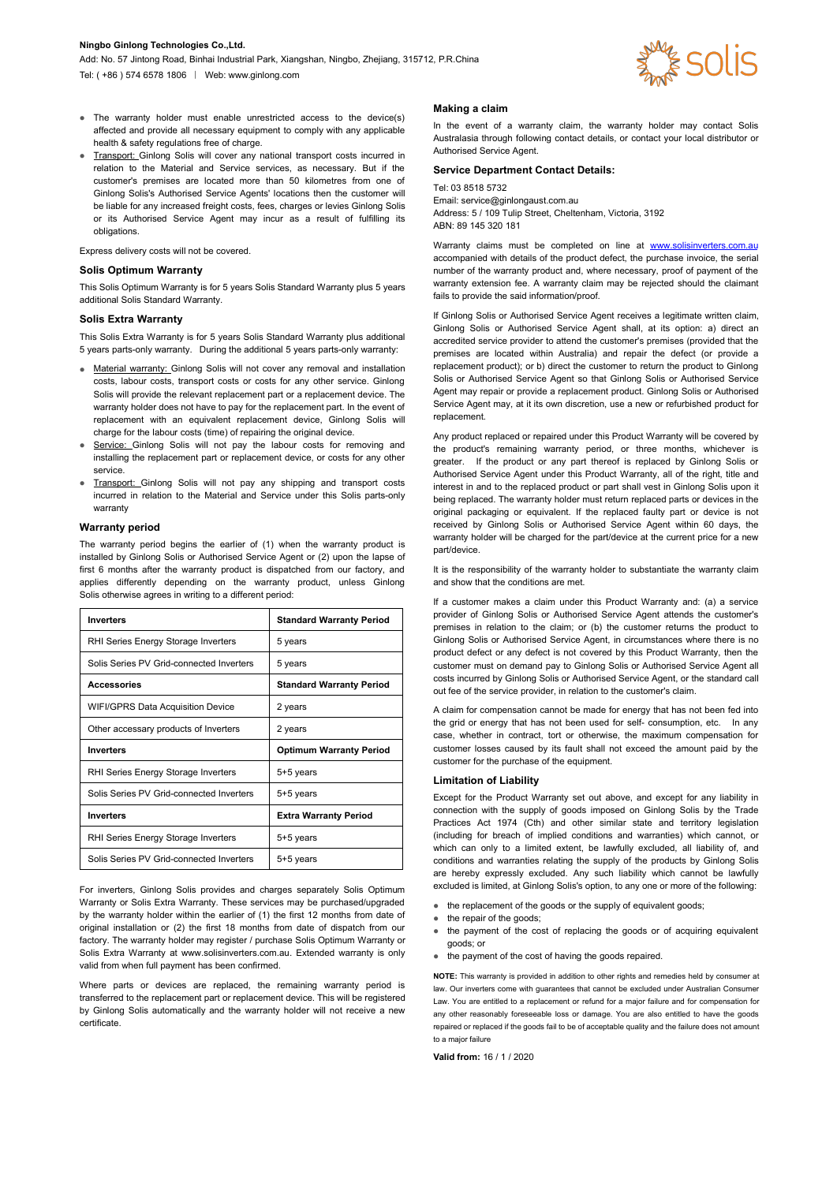- The warranty holder must enable unrestricted access to the device(s) affected and provide all necessary equipment to comply with any applicable health & safety regulations free of charge.
- Transport: Ginlong Solis will cover any national transport costs incurred in relation to the Material and Service services, as necessary. But if the customer's premises are located more than 50 kilometres from one of Ginlong Solis's Authorised Service Agents' locations then the customer will be liable for any increased freight costs, fees, charges or levies Ginlong Solis or its Authorised Service Agent may incur as a result of fulfilling its obligations.

Express delivery costs will not be covered.

### Solis Optimum Warranty

This Solis Optimum Warranty is for 5 years Solis Standard Warranty plus 5 years additional Solis Standard Warranty.

### Solis Extra Warranty

This Solis Extra Warranty is for 5 years Solis Standard Warranty plus additional 5 years parts-only warranty. During the additional 5 years parts-only warranty:

- Material warranty: Ginlong Solis will not cover any removal and installation costs, labour costs, transport costs or costs for any other service. Ginlong Solis will provide the relevant replacement part or a replacement device. The warranty holder does not have to pay for the replacement part. In the event of replacement with an equivalent replacement device, Ginlong Solis will charge for the labour costs (time) of repairing the original device.
- Service: Ginlong Solis will not pay the labour costs for removing and installing the replacement part or replacement device, or costs for any other service.
- Transport: Ginlong Solis will not pay any shipping and transport costs incurred in relation to the Material and Service under this Solis parts-only warranty

### Warranty period

The warranty period begins the earlier of (1) when the warranty product is installed by Ginlong Solis or Authorised Service Agent or (2) upon the lapse of first 6 months after the warranty product is dispatched from our factory, and applies differently depending on the warranty product, unless Ginlong Solis otherwise agrees in writing to a different period:

| Inverters | Standard Warranty Period |
|---|---|
| RHI Series Energy Storage Inverters | 5 years |
| Solis Series PV Grid-connected Inverters | 5 years |
| **Accessories** | **Standard Warranty Period** |
| WIFI/GPRS Data Acquisition Device | 2 years |
| Other accessary products of Inverters | 2 years |
| **Inverters** | **Optimum Warranty Period** |
| RHI Series Energy Storage Inverters | 5+5 years |
| Solis Series PV Grid-connected Inverters | 5+5 years |
| **Inverters** | **Extra Warranty Period** |
| RHI Series Energy Storage Inverters | 5+5 years |
| Solis Series PV Grid-connected Inverters | 5+5 years |

For inverters, Ginlong Solis provides and charges separately Solis Optimum Warranty or Solis Extra Warranty. These services may be purchased/upgraded by the warranty holder within the earlier of (1) the first 12 months from date of original installation or (2) the first 18 months from date of dispatch from our factory. The warranty holder may register / purchase Solis Optimum Warranty or Solis Extra Warranty at www.solisinverters.com.au. Extended warranty is only valid from when full payment has been confirmed.

Where parts or devices are replaced, the remaining warranty period is transferred to the replacement part or replacement device. This will be registered by Ginlong Solis automatically and the warranty holder will not receive a new certificate.

### Making a claim

In the event of a warranty claim, the warranty holder may contact Solis Australasia through following contact details, or contact your local distributor or Authorised Service Agent.

### Service Department Contact Details:

Tel: 03 8518 5732
Email: service@ginlongaust.com.au
Address: 5 / 109 Tulip Street, Cheltenham, Victoria, 3192
ABN: 89 145 320 181

Warranty claims must be completed on line at www.solisinverters.com.au accompanied with details of the product defect, the purchase invoice, the serial number of the warranty product and, where necessary, proof of payment of the warranty extension fee. A warranty claim may be rejected should the claimant fails to provide the said information/proof.

If Ginlong Solis or Authorised Service Agent receives a legitimate written claim, Ginlong Solis or Authorised Service Agent shall, at its option: a) direct an accredited service provider to attend the customer's premises (provided that the premises are located within Australia) and repair the defect (or provide a replacement product); or b) direct the customer to return the product to Ginlong Solis or Authorised Service Agent so that Ginlong Solis or Authorised Service Agent may repair or provide a replacement product. Ginlong Solis or Authorised Service Agent may, at it its own discretion, use a new or refurbished product for replacement.

Any product replaced or repaired under this Product Warranty will be covered by the product's remaining warranty period, or three months, whichever is greater. If the product or any part thereof is replaced by Ginlong Solis or Authorised Service Agent under this Product Warranty, all of the right, title and interest in and to the replaced product or part shall vest in Ginlong Solis upon it being replaced. The warranty holder must return replaced parts or devices in the original packaging or equivalent. If the replaced faulty part or device is not received by Ginlong Solis or Authorised Service Agent within 60 days, the warranty holder will be charged for the part/device at the current price for a new part/device.

It is the responsibility of the warranty holder to substantiate the warranty claim and show that the conditions are met.

If a customer makes a claim under this Product Warranty and: (a) a service provider of Ginlong Solis or Authorised Service Agent attends the customer's premises in relation to the claim; or (b) the customer returns the product to Ginlong Solis or Authorised Service Agent, in circumstances where there is no product defect or any defect is not covered by this Product Warranty, then the customer must on demand pay to Ginlong Solis or Authorised Service Agent all costs incurred by Ginlong Solis or Authorised Service Agent, or the standard call out fee of the service provider, in relation to the customer's claim.

A claim for compensation cannot be made for energy that has not been fed into the grid or energy that has not been used for self- consumption, etc. In any case, whether in contract, tort or otherwise, the maximum compensation for customer losses caused by its fault shall not exceed the amount paid by the customer for the purchase of the equipment.

### Limitation of Liability

Except for the Product Warranty set out above, and except for any liability in connection with the supply of goods imposed on Ginlong Solis by the Trade Practices Act 1974 (Cth) and other similar state and territory legislation (including for breach of implied conditions and warranties) which cannot, or which can only to a limited extent, be lawfully excluded, all liability of, and conditions and warranties relating the supply of the products by Ginlong Solis are hereby expressly excluded. Any such liability which cannot be lawfully excluded is limited, at Ginlong Solis's option, to any one or more of the following:

- the replacement of the goods or the supply of equivalent goods;
- the repair of the goods;
- the payment of the cost of replacing the goods or of acquiring equivalent goods; or
- the payment of the cost of having the goods repaired.

**NOTE:** This warranty is provided in addition to other rights and remedies held by consumer at law. Our inverters come with guarantees that cannot be excluded under Australian Consumer Law. You are entitled to a replacement or refund for a major failure and for compensation for any other reasonably foreseeable loss or damage. You are also entitled to have the goods repaired or replaced if the goods fail to be of acceptable quality and the failure does not amount to a major failure

**Valid from:** 16 / 1 / 2020